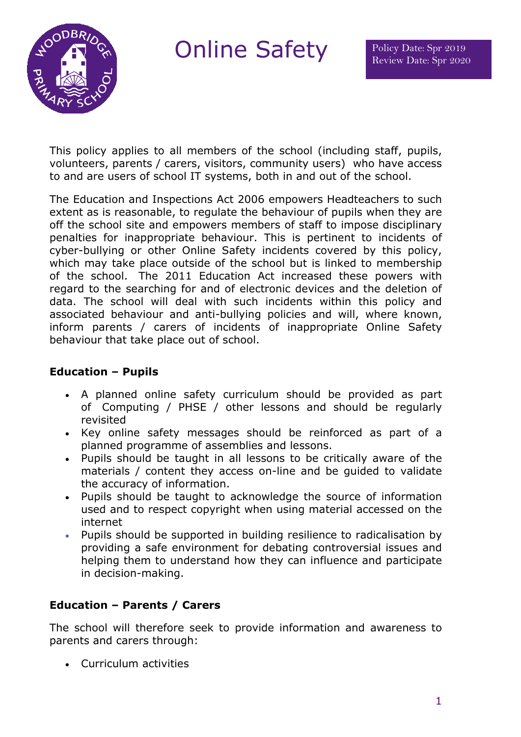# Online Safety

Policy Date: Spr 2019
Review Date: Spr 2020

This policy applies to all members of the school (including staff, pupils, volunteers, parents / carers, visitors, community users) who have access to and are users of school IT systems, both in and out of the school.

The Education and Inspections Act 2006 empowers Headteachers to such extent as is reasonable, to regulate the behaviour of pupils when they are off the school site and empowers members of staff to impose disciplinary penalties for inappropriate behaviour. This is pertinent to incidents of cyber-bullying or other Online Safety incidents covered by this policy, which may take place outside of the school but is linked to membership of the school. The 2011 Education Act increased these powers with regard to the searching for and of electronic devices and the deletion of data. The school will deal with such incidents within this policy and associated behaviour and anti-bullying policies and will, where known, inform parents / carers of incidents of inappropriate Online Safety behaviour that take place out of school.

**Education – Pupils**

- A planned online safety curriculum should be provided as part of Computing / PHSE / other lessons and should be regularly revisited
- Key online safety messages should be reinforced as part of a planned programme of assemblies and lessons.
- Pupils should be taught in all lessons to be critically aware of the materials / content they access on-line and be guided to validate the accuracy of information.
- Pupils should be taught to acknowledge the source of information used and to respect copyright when using material accessed on the internet
- Pupils should be supported in building resilience to radicalisation by providing a safe environment for debating controversial issues and helping them to understand how they can influence and participate in decision-making.

**Education – Parents / Carers**

The school will therefore seek to provide information and awareness to parents and carers through:

- Curriculum activities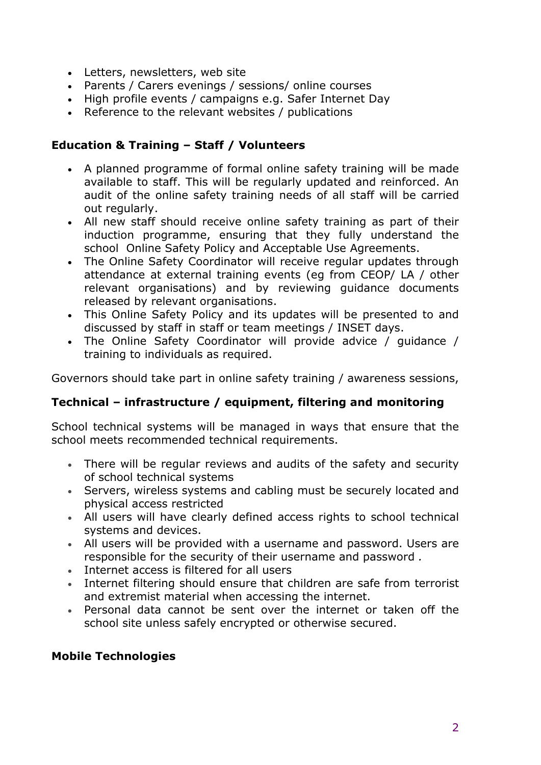- Letters, newsletters, web site
- Parents / Carers evenings / sessions/ online courses
- High profile events / campaigns e.g. Safer Internet Day
- Reference to the relevant websites / publications

**Education & Training – Staff / Volunteers**

- A planned programme of formal online safety training will be made available to staff. This will be regularly updated and reinforced. An audit of the online safety training needs of all staff will be carried out regularly.
- All new staff should receive online safety training as part of their induction programme, ensuring that they fully understand the school Online Safety Policy and Acceptable Use Agreements.
- The Online Safety Coordinator will receive regular updates through attendance at external training events (eg from CEOP/ LA / other relevant organisations) and by reviewing guidance documents released by relevant organisations.
- This Online Safety Policy and its updates will be presented to and discussed by staff in staff or team meetings / INSET days.
- The Online Safety Coordinator will provide advice / guidance / training to individuals as required.

Governors should take part in online safety training / awareness sessions,

**Technical – infrastructure / equipment, filtering and monitoring**

School technical systems will be managed in ways that ensure that the school meets recommended technical requirements.

- There will be regular reviews and audits of the safety and security of school technical systems
- Servers, wireless systems and cabling must be securely located and physical access restricted
- All users will have clearly defined access rights to school technical systems and devices.
- All users will be provided with a username and password. Users are responsible for the security of their username and password .
- Internet access is filtered for all users
- Internet filtering should ensure that children are safe from terrorist and extremist material when accessing the internet.
- Personal data cannot be sent over the internet or taken off the school site unless safely encrypted or otherwise secured.

**Mobile Technologies**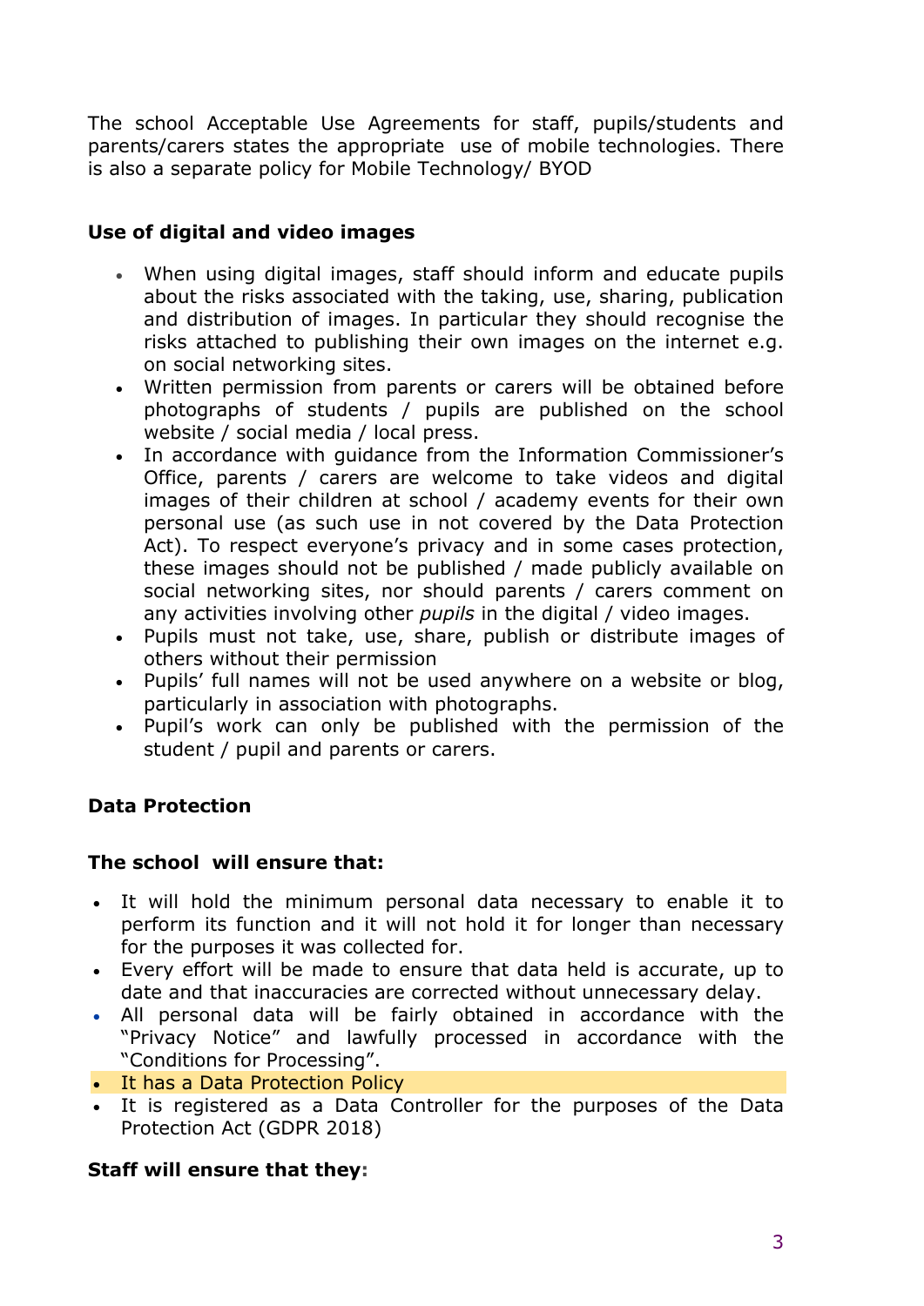The school Acceptable Use Agreements for staff, pupils/students and parents/carers states the appropriate use of mobile technologies. There is also a separate policy for Mobile Technology/ BYOD

**Use of digital and video images**

- When using digital images, staff should inform and educate pupils about the risks associated with the taking, use, sharing, publication and distribution of images. In particular they should recognise the risks attached to publishing their own images on the internet e.g. on social networking sites.
- Written permission from parents or carers will be obtained before photographs of students / pupils are published on the school website / social media / local press.
- In accordance with guidance from the Information Commissioner's Office, parents / carers are welcome to take videos and digital images of their children at school / academy events for their own personal use (as such use in not covered by the Data Protection Act). To respect everyone's privacy and in some cases protection, these images should not be published / made publicly available on social networking sites, nor should parents / carers comment on any activities involving other *pupils* in the digital / video images.
- Pupils must not take, use, share, publish or distribute images of others without their permission
- Pupils' full names will not be used anywhere on a website or blog, particularly in association with photographs.
- Pupil's work can only be published with the permission of the student / pupil and parents or carers.

**Data Protection**

**The school will ensure that:**

- It will hold the minimum personal data necessary to enable it to perform its function and it will not hold it for longer than necessary for the purposes it was collected for.
- Every effort will be made to ensure that data held is accurate, up to date and that inaccuracies are corrected without unnecessary delay.
- All personal data will be fairly obtained in accordance with the "Privacy Notice" and lawfully processed in accordance with the "Conditions for Processing".
- It has a Data Protection Policy
- It is registered as a Data Controller for the purposes of the Data Protection Act (GDPR 2018)

**Staff will ensure that they:**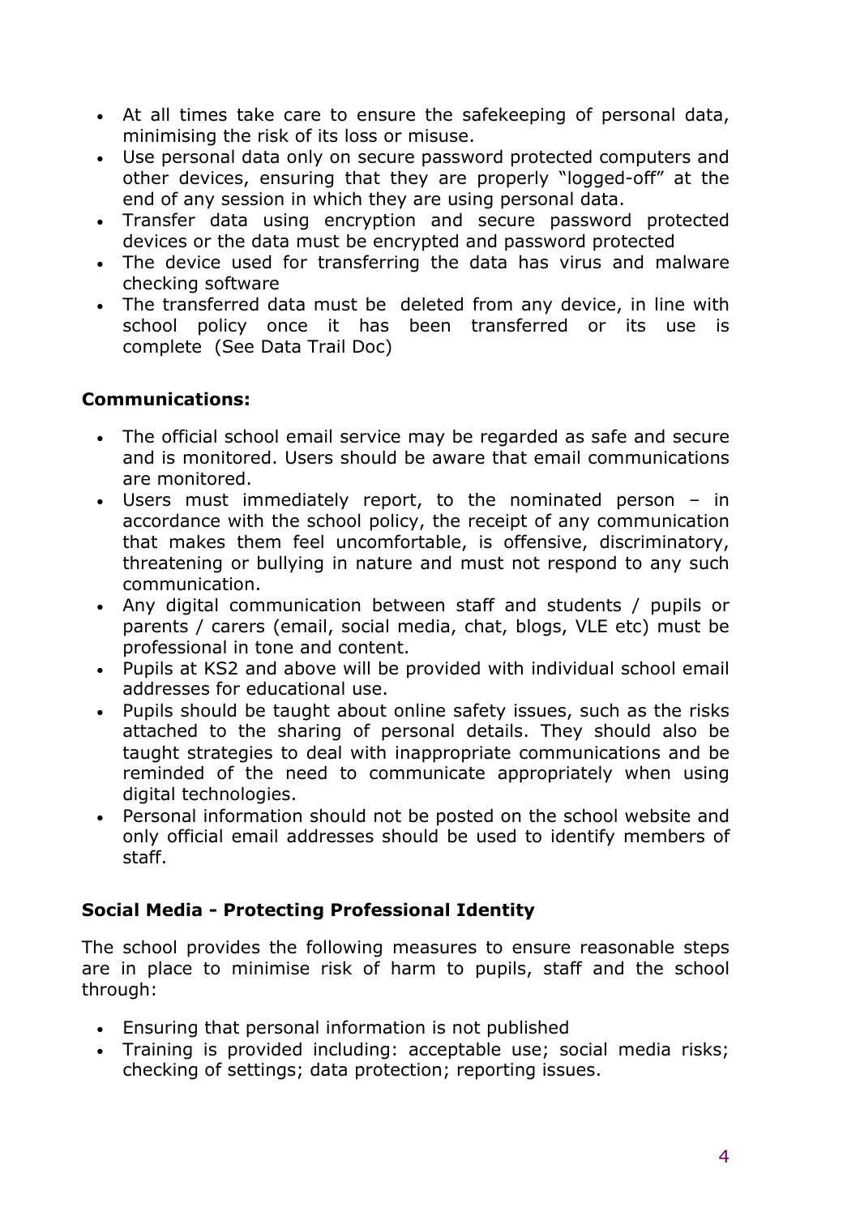- At all times take care to ensure the safekeeping of personal data, minimising the risk of its loss or misuse.
- Use personal data only on secure password protected computers and other devices, ensuring that they are properly "logged-off" at the end of any session in which they are using personal data.
- Transfer data using encryption and secure password protected devices or the data must be encrypted and password protected
- The device used for transferring the data has virus and malware checking software
- The transferred data must be deleted from any device, in line with school policy once it has been transferred or its use is complete (See Data Trail Doc)

**Communications:**

- The official school email service may be regarded as safe and secure and is monitored. Users should be aware that email communications are monitored.
- Users must immediately report, to the nominated person – in accordance with the school policy, the receipt of any communication that makes them feel uncomfortable, is offensive, discriminatory, threatening or bullying in nature and must not respond to any such communication.
- Any digital communication between staff and students / pupils or parents / carers (email, social media, chat, blogs, VLE etc) must be professional in tone and content.
- Pupils at KS2 and above will be provided with individual school email addresses for educational use.
- Pupils should be taught about online safety issues, such as the risks attached to the sharing of personal details. They should also be taught strategies to deal with inappropriate communications and be reminded of the need to communicate appropriately when using digital technologies.
- Personal information should not be posted on the school website and only official email addresses should be used to identify members of staff.

**Social Media - Protecting Professional Identity**

The school provides the following measures to ensure reasonable steps are in place to minimise risk of harm to pupils, staff and the school through:

- Ensuring that personal information is not published
- Training is provided including: acceptable use; social media risks; checking of settings; data protection; reporting issues.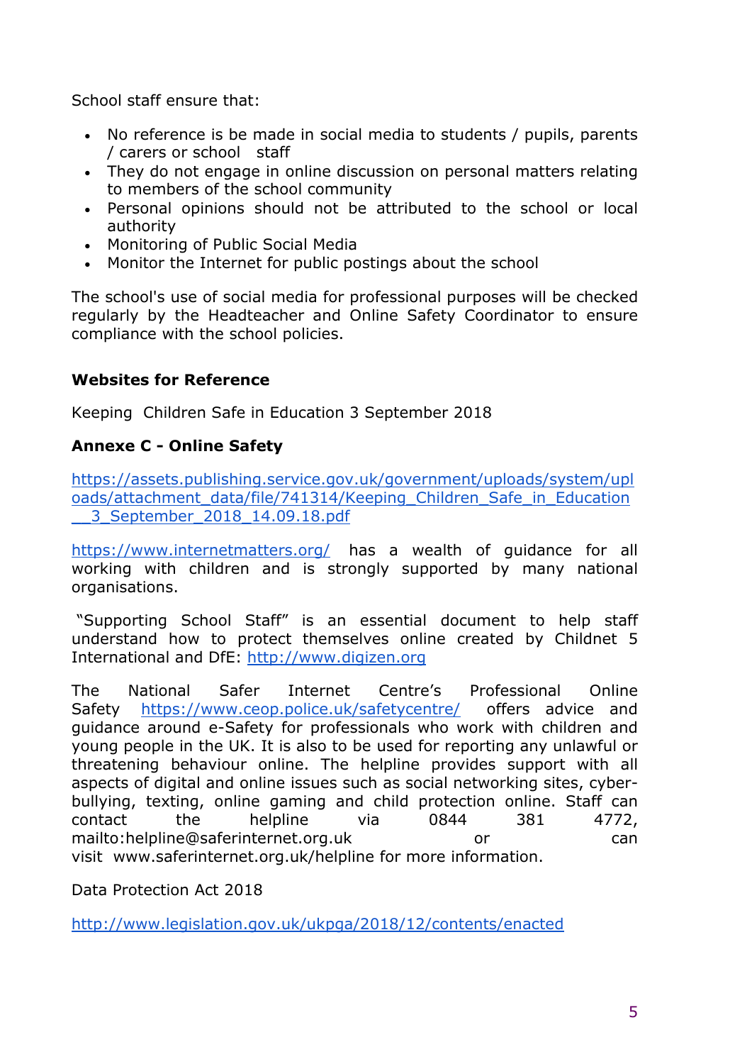School staff ensure that:

- No reference is be made in social media to students / pupils, parents / carers or school staff
- They do not engage in online discussion on personal matters relating to members of the school community
- Personal opinions should not be attributed to the school or local authority
- Monitoring of Public Social Media
- Monitor the Internet for public postings about the school

The school's use of social media for professional purposes will be checked regularly by the Headteacher and Online Safety Coordinator to ensure compliance with the school policies.

**Websites for Reference**

Keeping Children Safe in Education 3 September 2018

**Annexe C - Online Safety**

https://assets.publishing.service.gov.uk/government/uploads/system/uploads/attachment_data/file/741314/Keeping_Children_Safe_in_Education__3_September_2018_14.09.18.pdf

https://www.internetmatters.org/ has a wealth of guidance for all working with children and is strongly supported by many national organisations.

"Supporting School Staff" is an essential document to help staff understand how to protect themselves online created by Childnet 5 International and DfE: http://www.digizen.org

The National Safer Internet Centre's Professional Online Safety https://www.ceop.police.uk/safetycentre/ offers advice and guidance around e-Safety for professionals who work with children and young people in the UK. It is also to be used for reporting any unlawful or threatening behaviour online. The helpline provides support with all aspects of digital and online issues such as social networking sites, cyber-bullying, texting, online gaming and child protection online. Staff can contact the helpline via 0844 381 4772, mailto:helpline@saferinternet.org.uk or can visit www.saferinternet.org.uk/helpline for more information.

Data Protection Act 2018

http://www.legislation.gov.uk/ukpga/2018/12/contents/enacted